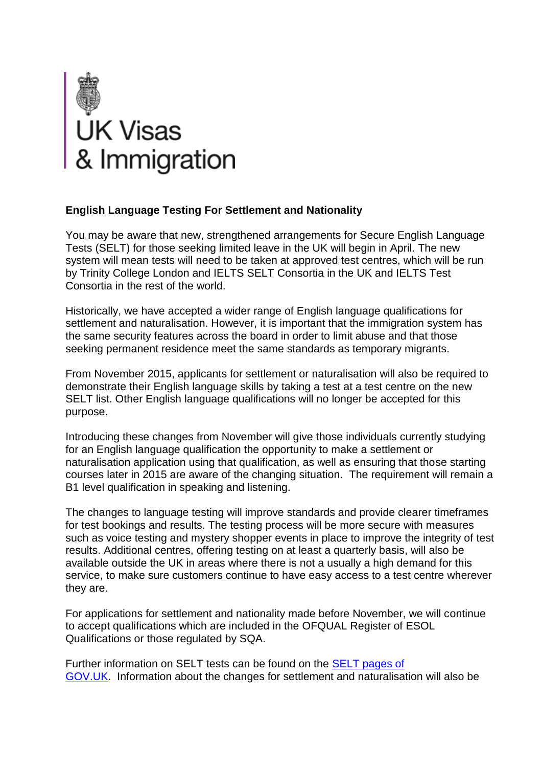UK Visas & Immigration

**English Language Testing For Settlement and Nationality**

You may be aware that new, strengthened arrangements for Secure English Language Tests (SELT) for those seeking limited leave in the UK will begin in April. The new system will mean tests will need to be taken at approved test centres, which will be run by Trinity College London and IELTS SELT Consortia in the UK and IELTS Test Consortia in the rest of the world.

Historically, we have accepted a wider range of English language qualifications for settlement and naturalisation. However, it is important that the immigration system has the same security features across the board in order to limit abuse and that those seeking permanent residence meet the same standards as temporary migrants.

From November 2015, applicants for settlement or naturalisation will also be required to demonstrate their English language skills by taking a test at a test centre on the new SELT list. Other English language qualifications will no longer be accepted for this purpose.

Introducing these changes from November will give those individuals currently studying for an English language qualification the opportunity to make a settlement or naturalisation application using that qualification, as well as ensuring that those starting courses later in 2015 are aware of the changing situation. The requirement will remain a B1 level qualification in speaking and listening.

The changes to language testing will improve standards and provide clearer timeframes for test bookings and results. The testing process will be more secure with measures such as voice testing and mystery shopper events in place to improve the integrity of test results. Additional centres, offering testing on at least a quarterly basis, will also be available outside the UK in areas where there is not a usually a high demand for this service, to make sure customers continue to have easy access to a test centre wherever they are.

For applications for settlement and nationality made before November, we will continue to accept qualifications which are included in the OFQUAL Register of ESOL Qualifications or those regulated by SQA.

Further information on SELT tests can be found on the SELT pages of GOV.UK. Information about the changes for settlement and naturalisation will also be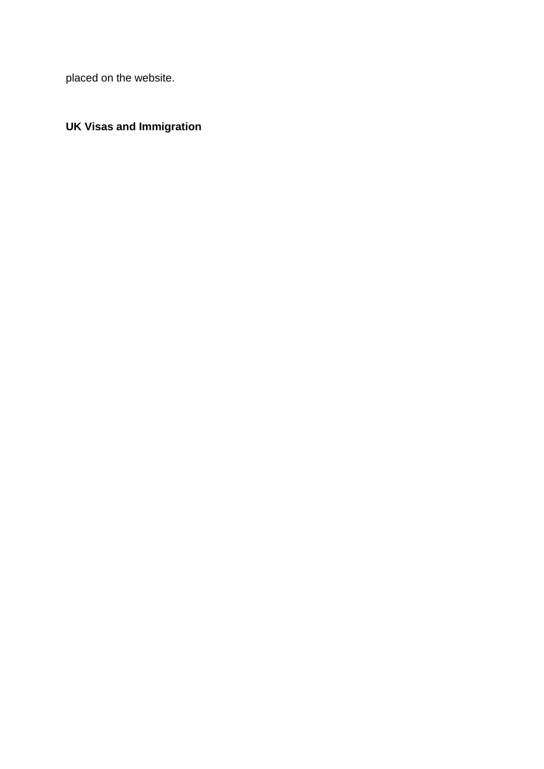placed on the website.

**UK Visas and Immigration**